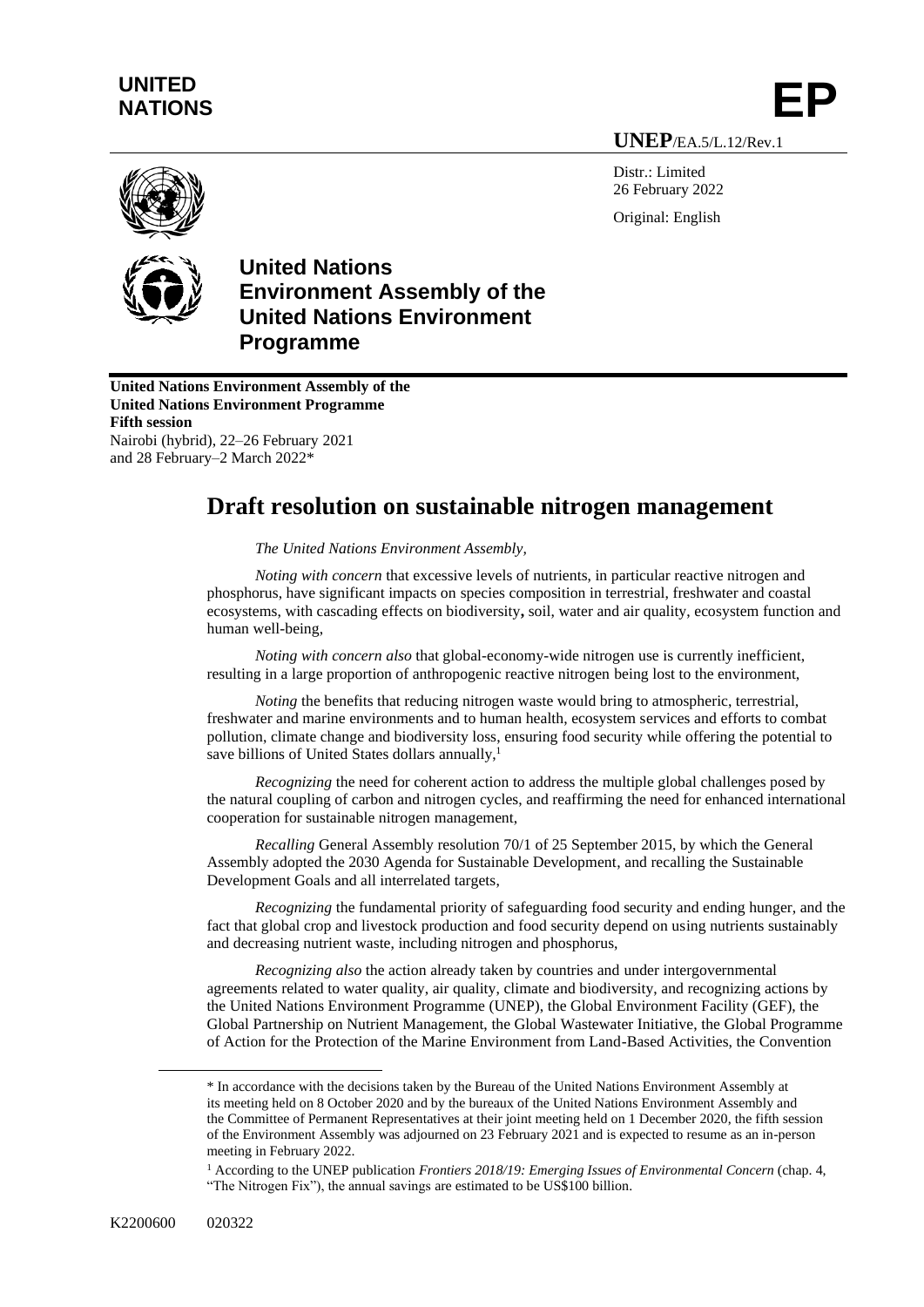**UNITED NATIONS**

**EP**

**UNEP**/EA.5/L.12/Rev.1

Distr.: Limited
26 February 2022

Original: English

**United Nations Environment Assembly of the United Nations Environment Programme**

**United Nations Environment Assembly of the United Nations Environment Programme**
**Fifth session**
Nairobi (hybrid), 22–26 February 2021
and 28 February–2 March 2022*

# Draft resolution on sustainable nitrogen management

*The United Nations Environment Assembly,*

*Noting with concern* that excessive levels of nutrients, in particular reactive nitrogen and phosphorus, have significant impacts on species composition in terrestrial, freshwater and coastal ecosystems, with cascading effects on biodiversity**,** soil, water and air quality, ecosystem function and human well-being,

*Noting with concern also* that global-economy-wide nitrogen use is currently inefficient, resulting in a large proportion of anthropogenic reactive nitrogen being lost to the environment,

*Noting* the benefits that reducing nitrogen waste would bring to atmospheric, terrestrial, freshwater and marine environments and to human health, ecosystem services and efforts to combat pollution, climate change and biodiversity loss, ensuring food security while offering the potential to save billions of United States dollars annually,[1]

*Recognizing* the need for coherent action to address the multiple global challenges posed by the natural coupling of carbon and nitrogen cycles, and reaffirming the need for enhanced international cooperation for sustainable nitrogen management,

*Recalling* General Assembly resolution 70/1 of 25 September 2015, by which the General Assembly adopted the 2030 Agenda for Sustainable Development, and recalling the Sustainable Development Goals and all interrelated targets,

*Recognizing* the fundamental priority of safeguarding food security and ending hunger, and the fact that global crop and livestock production and food security depend on using nutrients sustainably and decreasing nutrient waste, including nitrogen and phosphorus,

*Recognizing also* the action already taken by countries and under intergovernmental agreements related to water quality, air quality, climate and biodiversity, and recognizing actions by the United Nations Environment Programme (UNEP), the Global Environment Facility (GEF), the Global Partnership on Nutrient Management, the Global Wastewater Initiative, the Global Programme of Action for the Protection of the Marine Environment from Land-Based Activities, the Convention

---

\* In accordance with the decisions taken by the Bureau of the United Nations Environment Assembly at its meeting held on 8 October 2020 and by the bureaux of the United Nations Environment Assembly and the Committee of Permanent Representatives at their joint meeting held on 1 December 2020, the fifth session of the Environment Assembly was adjourned on 23 February 2021 and is expected to resume as an in-person meeting in February 2022.

[1] According to the UNEP publication *Frontiers 2018/19: Emerging Issues of Environmental Concern* (chap. 4, "The Nitrogen Fix"), the annual savings are estimated to be US$100 billion.

K2200600 020322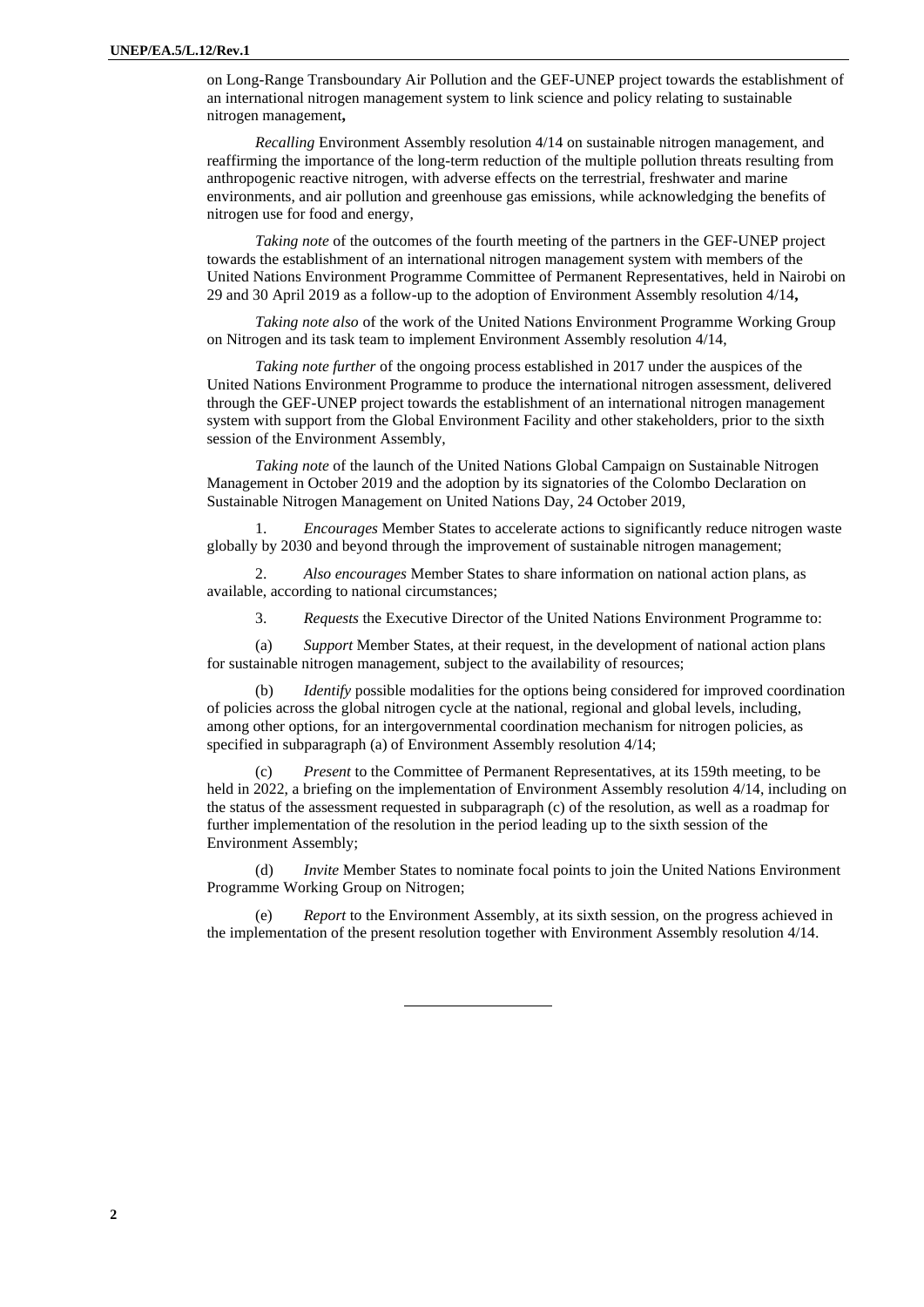on Long-Range Transboundary Air Pollution and the GEF-UNEP project towards the establishment of an international nitrogen management system to link science and policy relating to sustainable nitrogen management**,**

*Recalling* Environment Assembly resolution 4/14 on sustainable nitrogen management, and reaffirming the importance of the long-term reduction of the multiple pollution threats resulting from anthropogenic reactive nitrogen, with adverse effects on the terrestrial, freshwater and marine environments, and air pollution and greenhouse gas emissions, while acknowledging the benefits of nitrogen use for food and energy,

*Taking note* of the outcomes of the fourth meeting of the partners in the GEF-UNEP project towards the establishment of an international nitrogen management system with members of the United Nations Environment Programme Committee of Permanent Representatives, held in Nairobi on 29 and 30 April 2019 as a follow-up to the adoption of Environment Assembly resolution 4/14**,**

*Taking note also* of the work of the United Nations Environment Programme Working Group on Nitrogen and its task team to implement Environment Assembly resolution 4/14,

*Taking note further* of the ongoing process established in 2017 under the auspices of the United Nations Environment Programme to produce the international nitrogen assessment, delivered through the GEF-UNEP project towards the establishment of an international nitrogen management system with support from the Global Environment Facility and other stakeholders, prior to the sixth session of the Environment Assembly,

*Taking note* of the launch of the United Nations Global Campaign on Sustainable Nitrogen Management in October 2019 and the adoption by its signatories of the Colombo Declaration on Sustainable Nitrogen Management on United Nations Day, 24 October 2019,

1. *Encourages* Member States to accelerate actions to significantly reduce nitrogen waste globally by 2030 and beyond through the improvement of sustainable nitrogen management;

2. *Also encourages* Member States to share information on national action plans, as available, according to national circumstances;

3. *Requests* the Executive Director of the United Nations Environment Programme to:

(a) *Support* Member States, at their request, in the development of national action plans for sustainable nitrogen management, subject to the availability of resources;

(b) *Identify* possible modalities for the options being considered for improved coordination of policies across the global nitrogen cycle at the national, regional and global levels, including, among other options, for an intergovernmental coordination mechanism for nitrogen policies, as specified in subparagraph (a) of Environment Assembly resolution 4/14;

(c) *Present* to the Committee of Permanent Representatives, at its 159th meeting, to be held in 2022, a briefing on the implementation of Environment Assembly resolution 4/14, including on the status of the assessment requested in subparagraph (c) of the resolution, as well as a roadmap for further implementation of the resolution in the period leading up to the sixth session of the Environment Assembly;

(d) *Invite* Member States to nominate focal points to join the United Nations Environment Programme Working Group on Nitrogen;

(e) *Report* to the Environment Assembly, at its sixth session, on the progress achieved in the implementation of the present resolution together with Environment Assembly resolution 4/14.